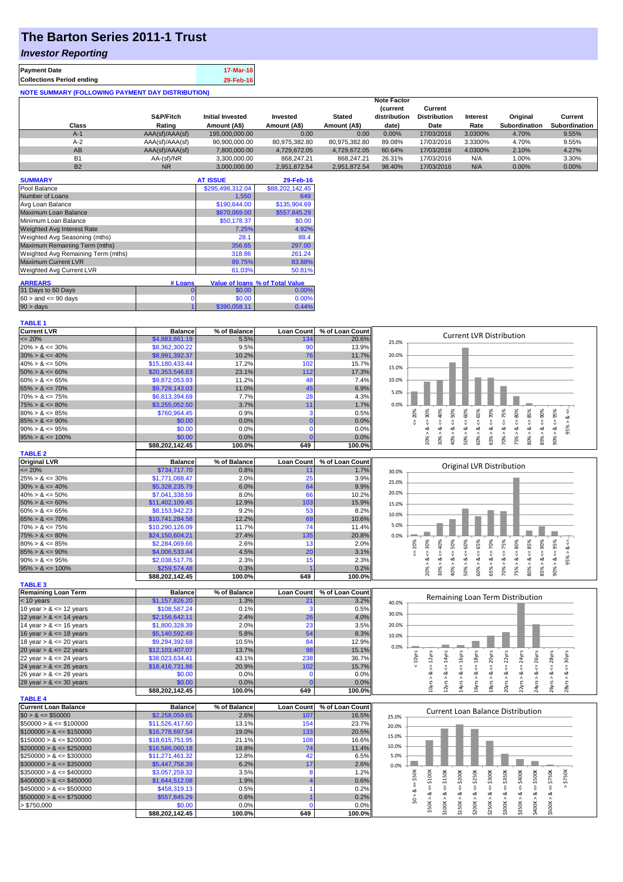# The Barton Series 2011-1 Trust

## *Investor Reporting*

| Payment Date | 17-Mar-16 |
|---|---|
| Collections Period ending | 29-Feb-16 |

**NOTE SUMMARY (FOLLOWING PAYMENT DAY DISTRIBUTION)**

| Class | S&P/Fitch Rating | Initial Invested Amount (A$) | Invested Amount (A$) | Stated Amount (A$) | Note Factor (current distribution date) | Current Distribution Date | Interest Rate | Original Subordination | Current Subordination |
|---|---|---|---|---|---|---|---|---|---|
| A-1 | AAA(sf)/AAA(sf) | 195,000,000.00 | 0.00 | 0.00 | 0.00% | 17/03/2016 | 3.0300% | 4.70% | 9.55% |
| A-2 | AAA(sf)/AAA(sf) | 90,900,000.00 | 80,975,382.80 | 80,975,382.80 | 89.08% | 17/03/2016 | 3.3300% | 4.70% | 9.55% |
| AB | AAA(sf)/AAA(sf) | 7,800,000.00 | 4,729,672.05 | 4,729,672.05 | 60.64% | 17/03/2016 | 4.0300% | 2.10% | 4.27% |
| B1 | AA-(sf)/NR | 3,300,000.00 | 868,247.21 | 868,247.21 | 26.31% | 17/03/2016 | N/A | 1.00% | 3.30% |
| B2 | NR | 3,000,000.00 | 2,951,872.54 | 2,951,872.54 | 98.40% | 17/03/2016 | N/A | 0.00% | 0.00% |

| SUMMARY | AT ISSUE | 29-Feb-16 |
|---|---|---|
| Pool Balance | $295,498,312.04 | $88,202,142.45 |
| Number of Loans | 1,550 | 649 |
| Avg Loan Balance | $190,644.00 | $135,904.69 |
| Maximum Loan Balance | $670,069.00 | $557,845.29 |
| Minimum Loan Balance | $50,178.37 | $0.00 |
| Weighted Avg Interest Rate | 7.25% | 4.92% |
| Weighted Avg Seasoning (mths) | 28.1 | 88.4 |
| Maximum Remaining Term (mths) | 356.65 | 297.00 |
| Weighted Avg Remaining Term (mths) | 318.86 | 261.24 |
| Maximum Current LVR | 89.75% | 83.88% |
| Weighted Avg Current LVR | 61.03% | 50.81% |

| ARREARS | # Loans | Value of loans | % of Total Value |
|---|---|---|---|
| 31 Days to 60 Days | 0 | $0.00 | 0.00% |
| $60 >$ and $<= 90$ days | 0 | $0.00 | 0.00% |
| $90 >$ days | 1 | $390,058.11 | 0.44% |

**TABLE 1**

| Current LVR | Balance | % of Balance | Loan Count | % of Loan Count |
|---|---|---|---|---|
| <= 20% | $4,883,861.19 | 5.5% | 134 | 20.6% |
| 20% > & <= 30% | $8,362,300.22 | 9.5% | 90 | 13.9% |
| 30% > & <= 40% | $8,991,392.37 | 10.2% | 76 | 11.7% |
| 40% > & <= 50% | $15,180,433.44 | 17.2% | 102 | 15.7% |
| 50% > & <= 60% | $20,353,546.63 | 23.1% | 112 | 17.3% |
| 60% > & <= 65% | $9,872,053.93 | 11.2% | 48 | 7.4% |
| 65% > & <= 70% | $9,729,143.03 | 11.0% | 45 | 6.9% |
| 70% > & <= 75% | $6,813,394.69 | 7.7% | 28 | 4.3% |
| 75% > & <= 80% | $3,255,052.50 | 3.7% | 11 | 1.7% |
| 80% > & <= 85% | $760,964.45 | 0.9% | 3 | 0.5% |
| 85% > & <= 90% | $0.00 | 0.0% | 0 | 0.0% |
| 90% > & <= 95% | $0.00 | 0.0% | 0 | 0.0% |
| 95% > & <= 100% | $0.00 | 0.0% | 0 | 0.0% |
| | $88,202,142.45 | 100.0% | 649 | 100.0% |

**TABLE 2**

| Original LVR | Balance | % of Balance | Loan Count | % of Loan Count |
|---|---|---|---|---|
| <= 20% | $734,717.70 | 0.8% | 11 | 1.7% |
| 25% > & <= 30% | $1,771,088.47 | 2.0% | 25 | 3.9% |
| 30% > & <= 40% | $5,328,235.79 | 6.0% | 64 | 9.9% |
| 40% > & <= 50% | $7,041,338.59 | 8.0% | 66 | 10.2% |
| 50% > & <= 60% | $11,402,109.45 | 12.9% | 103 | 15.9% |
| 60% > & <= 65% | $8,153,942.23 | 9.2% | 53 | 8.2% |
| 65% > & <= 70% | $10,741,284.58 | 12.2% | 69 | 10.6% |
| 70% > & <= 75% | $10,290,126.09 | 11.7% | 74 | 11.4% |
| 75% > & <= 80% | $24,150,604.21 | 27.4% | 135 | 20.8% |
| 80% > & <= 85% | $2,284,069.66 | 2.6% | 13 | 2.0% |
| 85% > & <= 90% | $4,006,533.44 | 4.5% | 20 | 3.1% |
| 90% > & <= 95% | $2,038,517.76 | 2.3% | 15 | 2.3% |
| 95% > & <= 100% | $259,574.48 | 0.3% | 1 | 0.2% |
| | $88,202,142.45 | 100.0% | 649 | 100.0% |

**TABLE 3**

| Remaining Loan Term | Balance | % of Balance | Loan Count | % of Loan Count |
|---|---|---|---|---|
| < 10 years | $1,157,826.20 | 1.3% | 21 | 3.2% |
| 10 year > & <= 12 years | $108,587.24 | 0.1% | 3 | 0.5% |
| 12 year > & <= 14 years | $2,156,642.11 | 2.4% | 26 | 4.0% |
| 14 year > & <= 16 years | $1,800,328.39 | 2.0% | 23 | 3.5% |
| 16 year > & <= 18 years | $5,140,592.49 | 5.8% | 54 | 8.3% |
| 18 year > & <= 20 years | $9,294,392.68 | 10.5% | 84 | 12.9% |
| 20 year > & <= 22 years | $12,103,407.07 | 13.7% | 98 | 15.1% |
| 22 year > & <= 24 years | $38,023,634.41 | 43.1% | 238 | 36.7% |
| 24 year > & <= 26 years | $18,416,731.86 | 20.9% | 102 | 15.7% |
| 26 year > & <= 28 years | $0.00 | 0.0% | 0 | 0.0% |
| 28 year > & <= 30 years | $0.00 | 0.0% | 0 | 0.0% |
| | $88,202,142.45 | 100.0% | 649 | 100.0% |

**TABLE 4**

| Current Loan Balance | Balance | % of Balance | Loan Count | % of Loan Count |
|---|---|---|---|---|
| $0 > & <= $50000 | $2,258,059.65 | 2.6% | 107 | 16.5% |
| $50000 > & <= $100000 | $11,526,417.60 | 13.1% | 154 | 23.7% |
| $100000 > & <= $150000 | $16,778,697.54 | 19.0% | 133 | 20.5% |
| $150000 > & <= $200000 | $18,615,751.95 | 21.1% | 108 | 16.6% |
| $200000 > & <= $250000 | $16,586,060.18 | 18.8% | 74 | 11.4% |
| $250000 > & <= $300000 | $11,271,461.32 | 12.8% | 42 | 6.5% |
| $300000 > & <= $350000 | $5,447,758.39 | 6.2% | 17 | 2.6% |
| $350000 > & <= $400000 | $3,057,259.32 | 3.5% | 8 | 1.2% |
| $400000 > & <= $450000 | $1,644,512.08 | 1.9% | 4 | 0.6% |
| $450000 > & <= $500000 | $458,319.13 | 0.5% | 1 | 0.2% |
| $500000 > & <= $750000 | $557,845.29 | 0.6% | 1 | 0.2% |
| > $750,000 | $0.00 | 0.0% | 0 | 0.0% |
| | $88,202,142.45 | 100.0% | 649 | 100.0% |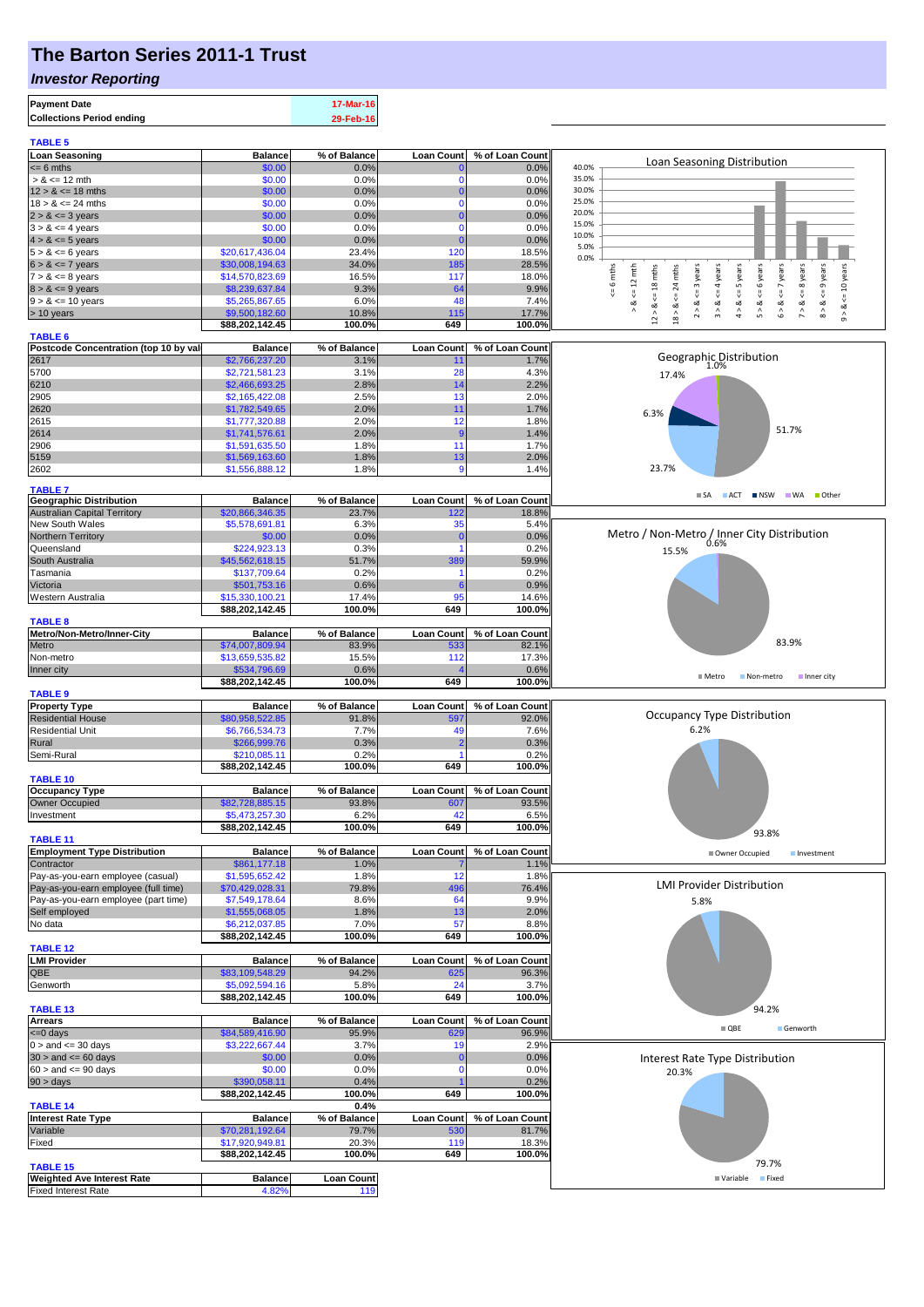# The Barton Series 2011-1 Trust

## *Investor Reporting*

| | |
|---|---|
| **Payment Date** | 17-Mar-16 |
| **Collections Period ending** | 29-Feb-16 |

**TABLE 5**

| Loan Seasoning | Balance | % of Balance | Loan Count | % of Loan Count |
|---|---|---|---|---|
| <= 6 mths | $0.00 | 0.0% | 0 | 0.0% |
| > & <= 12 mth | $0.00 | 0.0% | 0 | 0.0% |
| 12 > & <= 18 mths | $0.00 | 0.0% | 0 | 0.0% |
| 18 > & <= 24 mths | $0.00 | 0.0% | 0 | 0.0% |
| 2 > & <= 3 years | $0.00 | 0.0% | 0 | 0.0% |
| 3 > & <= 4 years | $0.00 | 0.0% | 0 | 0.0% |
| 4 > & <= 5 years | $0.00 | 0.0% | 0 | 0.0% |
| 5 > & <= 6 years | $20,617,436.04 | 23.4% | 120 | 18.5% |
| 6 > & <= 7 years | $30,008,194.63 | 34.0% | 185 | 28.5% |
| 7 > & <= 8 years | $14,570,823.69 | 16.5% | 117 | 18.0% |
| 8 > & <= 9 years | $8,239,637.84 | 9.3% | 64 | 9.9% |
| 9 > & <= 10 years | $5,265,867.65 | 6.0% | 48 | 7.4% |
| > 10 years | $9,500,182.60 | 10.8% | 115 | 17.7% |
| | $88,202,142.45 | 100.0% | 649 | 100.0% |

Loan Seasoning Distribution

40.0%
35.0%
30.0%
25.0%
20.0%
15.0%
10.0%
5.0%
0.0%

<= 6 mths, > & <= 12 mth, 12 > & <= 18 mths, 18 > & <= 24 mths, 2 > & <= 3 years, 3 > & <= 4 years, 4 > & <= 5 years, 5 > & <= 6 years, 6 > & <= 7 years, 7 > & <= 8 years, 8 > & <= 9 years, 9 > & <= 10 years

**TABLE 6**

| Postcode Concentration (top 10 by value) | Balance | % of Balance | Loan Count | % of Loan Count |
|---|---|---|---|---|
| 2617 | $2,766,237.20 | 3.1% | 11 | 1.7% |
| 5700 | $2,721,581.23 | 3.1% | 28 | 4.3% |
| 6210 | $2,466,693.25 | 2.8% | 14 | 2.2% |
| 2905 | $2,165,422.08 | 2.5% | 13 | 2.0% |
| 2620 | $1,782,549.65 | 2.0% | 11 | 1.7% |
| 2615 | $1,777,320.88 | 2.0% | 12 | 1.8% |
| 2614 | $1,741,576.61 | 2.0% | 9 | 1.4% |
| 2906 | $1,591,635.50 | 1.8% | 11 | 1.7% |
| 5159 | $1,569,163.60 | 1.8% | 13 | 2.0% |
| 2602 | $1,556,888.12 | 1.8% | 9 | 1.4% |

Geographic Distribution

1.0%
17.4%
6.3%
51.7%
23.7%

SA ACT NSW WA Other

**TABLE 7**

| Geographic Distribution | Balance | % of Balance | Loan Count | % of Loan Count |
|---|---|---|---|---|
| Australian Capital Territory | $20,866,346.35 | 23.7% | 122 | 18.8% |
| New South Wales | $5,578,691.81 | 6.3% | 35 | 5.4% |
| Northern Territory | $0.00 | 0.0% | 0 | 0.0% |
| Queensland | $224,923.13 | 0.3% | 1 | 0.2% |
| South Australia | $45,562,618.15 | 51.7% | 389 | 59.9% |
| Tasmania | $137,709.64 | 0.2% | 1 | 0.2% |
| Victoria | $501,753.16 | 0.6% | 6 | 0.9% |
| Western Australia | $15,330,100.21 | 17.4% | 95 | 14.6% |
| | $88,202,142.45 | 100.0% | 649 | 100.0% |

Metro / Non-Metro / Inner City Distribution

0.6%
15.5%
83.9%

Metro Non-metro Inner city

**TABLE 8**

| Metro/Non-Metro/Inner-City | Balance | % of Balance | Loan Count | % of Loan Count |
|---|---|---|---|---|
| Metro | $74,007,809.94 | 83.9% | 533 | 82.1% |
| Non-metro | $13,659,535.82 | 15.5% | 112 | 17.3% |
| Inner city | $534,796.69 | 0.6% | 4 | 0.6% |
| | $88,202,142.45 | 100.0% | 649 | 100.0% |

**TABLE 9**

| Property Type | Balance | % of Balance | Loan Count | % of Loan Count |
|---|---|---|---|---|
| Residential House | $80,958,522.85 | 91.8% | 597 | 92.0% |
| Residential Unit | $6,766,534.73 | 7.7% | 49 | 7.6% |
| Rural | $266,999.76 | 0.3% | 2 | 0.3% |
| Semi-Rural | $210,085.11 | 0.2% | 1 | 0.2% |
| | $88,202,142.45 | 100.0% | 649 | 100.0% |

Occupancy Type Distribution

6.2%
93.8%

Owner Occupied Investment

**TABLE 10**

| Occupancy Type | Balance | % of Balance | Loan Count | % of Loan Count |
|---|---|---|---|---|
| Owner Occupied | $82,728,885.15 | 93.8% | 607 | 93.5% |
| Investment | $5,473,257.30 | 6.2% | 42 | 6.5% |
| | $88,202,142.45 | 100.0% | 649 | 100.0% |

**TABLE 11**

| Employment Type Distribution | Balance | % of Balance | Loan Count | % of Loan Count |
|---|---|---|---|---|
| Contractor | $861,177.18 | 1.0% | 7 | 1.1% |
| Pay-as-you-earn employee (casual) | $1,595,652.42 | 1.8% | 12 | 1.8% |
| Pay-as-you-earn employee (full time) | $70,429,028.31 | 79.8% | 496 | 76.4% |
| Pay-as-you-earn employee (part time) | $7,549,178.64 | 8.6% | 64 | 9.9% |
| Self employed | $1,555,068.05 | 1.8% | 13 | 2.0% |
| No data | $6,212,037.85 | 7.0% | 57 | 8.8% |
| | $88,202,142.45 | 100.0% | 649 | 100.0% |

LMI Provider Distribution

5.8%
94.2%

QBE Genworth

**TABLE 12**

| LMI Provider | Balance | % of Balance | Loan Count | % of Loan Count |
|---|---|---|---|---|
| QBE | $83,109,548.29 | 94.2% | 625 | 96.3% |
| Genworth | $5,092,594.16 | 5.8% | 24 | 3.7% |
| | $88,202,142.45 | 100.0% | 649 | 100.0% |

**TABLE 13**

| Arrears | Balance | % of Balance | Loan Count | % of Loan Count |
|---|---|---|---|---|
| <=0 days | $84,589,416.90 | 95.9% | 629 | 96.9% |
| 0 > and <= 30 days | $3,222,667.44 | 3.7% | 19 | 2.9% |
| 30 > and <= 60 days | $0.00 | 0.0% | 0 | 0.0% |
| 60 > and <= 90 days | $0.00 | 0.0% | 0 | 0.0% |
| 90 > days | $390,058.11 | 0.4% | 1 | 0.2% |
| | $88,202,142.45 | 100.0% | 649 | 100.0% |
| | | 0.4% | | |

Interest Rate Type Distribution

20.3%
79.7%

Variable Fixed

**TABLE 14**

| Interest Rate Type | Balance | % of Balance | Loan Count | % of Loan Count |
|---|---|---|---|---|
| Variable | $70,281,192.64 | 79.7% | 530 | 81.7% |
| Fixed | $17,920,949.81 | 20.3% | 119 | 18.3% |
| | $88,202,142.45 | 100.0% | 649 | 100.0% |

**TABLE 15**

| Weighted Ave Interest Rate | Balance | Loan Count |
|---|---|---|
| Fixed Interest Rate | 4.82% | 119 |